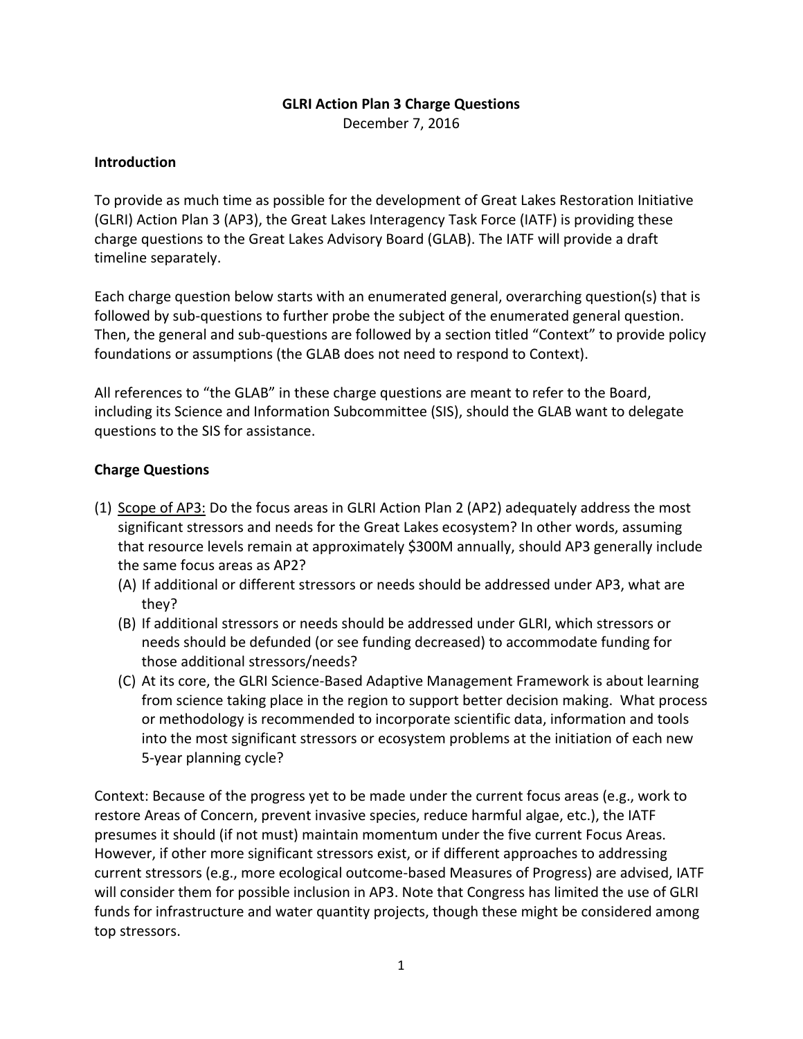# GLRI Action Plan 3 Charge Questions

December 7, 2016

## Introduction

To provide as much time as possible for the development of Great Lakes Restoration Initiative (GLRI) Action Plan 3 (AP3), the Great Lakes Interagency Task Force (IATF) is providing these charge questions to the Great Lakes Advisory Board (GLAB). The IATF will provide a draft timeline separately.

Each charge question below starts with an enumerated general, overarching question(s) that is followed by sub-questions to further probe the subject of the enumerated general question. Then, the general and sub-questions are followed by a section titled "Context" to provide policy foundations or assumptions (the GLAB does not need to respond to Context).

All references to "the GLAB" in these charge questions are meant to refer to the Board, including its Science and Information Subcommittee (SIS), should the GLAB want to delegate questions to the SIS for assistance.

## Charge Questions

(1) <u>Scope of AP3:</u> Do the focus areas in GLRI Action Plan 2 (AP2) adequately address the most significant stressors and needs for the Great Lakes ecosystem? In other words, assuming that resource levels remain at approximately $300M annually, should AP3 generally include the same focus areas as AP2?

   (A) If additional or different stressors or needs should be addressed under AP3, what are they?

   (B) If additional stressors or needs should be addressed under GLRI, which stressors or needs should be defunded (or see funding decreased) to accommodate funding for those additional stressors/needs?

   (C) At its core, the GLRI Science-Based Adaptive Management Framework is about learning from science taking place in the region to support better decision making. What process or methodology is recommended to incorporate scientific data, information and tools into the most significant stressors or ecosystem problems at the initiation of each new 5-year planning cycle?

Context: Because of the progress yet to be made under the current focus areas (e.g., work to restore Areas of Concern, prevent invasive species, reduce harmful algae, etc.), the IATF presumes it should (if not must) maintain momentum under the five current Focus Areas. However, if other more significant stressors exist, or if different approaches to addressing current stressors (e.g., more ecological outcome-based Measures of Progress) are advised, IATF will consider them for possible inclusion in AP3. Note that Congress has limited the use of GLRI funds for infrastructure and water quantity projects, though these might be considered among top stressors.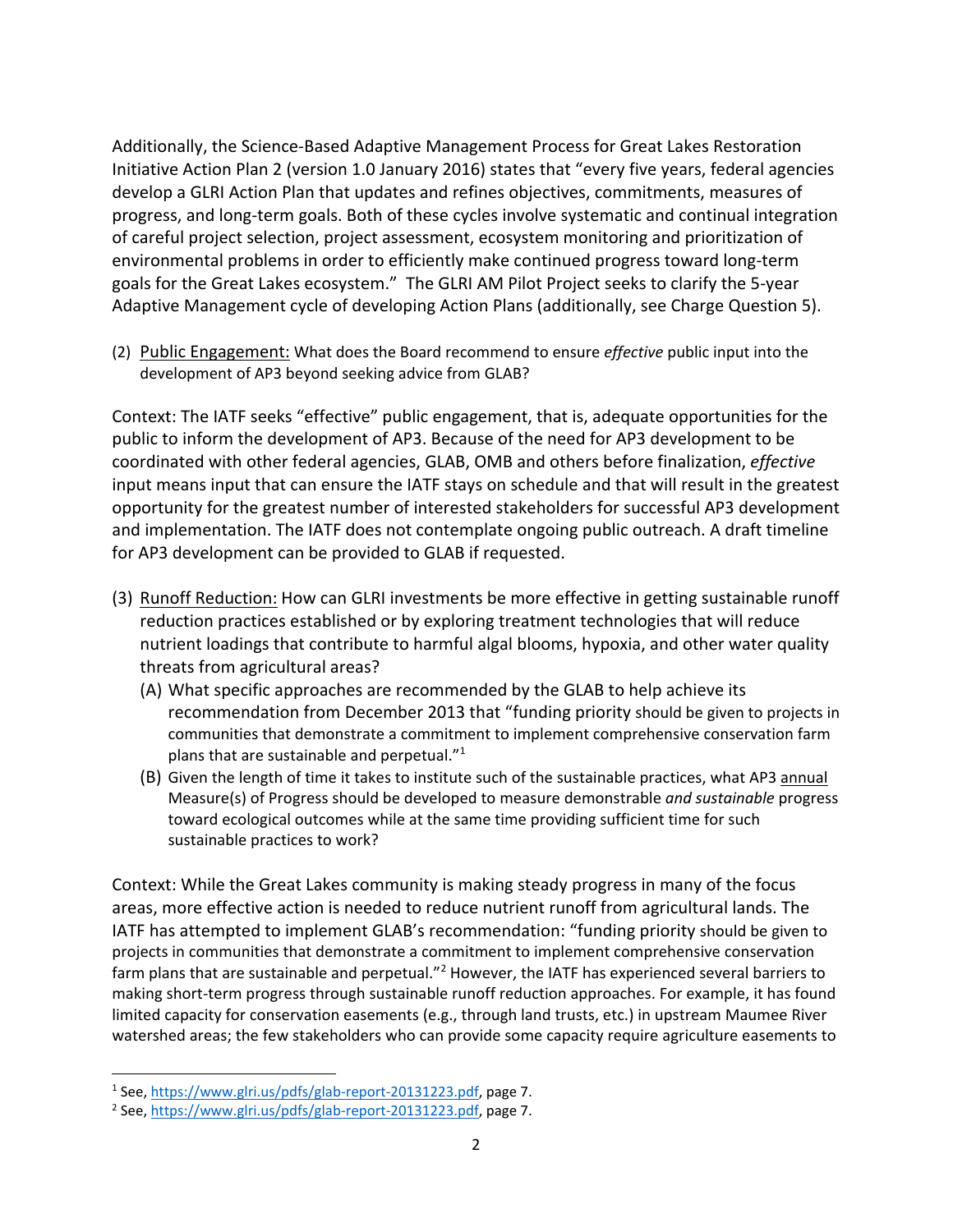Additionally, the Science-Based Adaptive Management Process for Great Lakes Restoration Initiative Action Plan 2 (version 1.0 January 2016) states that "every five years, federal agencies develop a GLRI Action Plan that updates and refines objectives, commitments, measures of progress, and long-term goals. Both of these cycles involve systematic and continual integration of careful project selection, project assessment, ecosystem monitoring and prioritization of environmental problems in order to efficiently make continued progress toward long-term goals for the Great Lakes ecosystem." The GLRI AM Pilot Project seeks to clarify the 5-year Adaptive Management cycle of developing Action Plans (additionally, see Charge Question 5).

(2) <u>Public Engagement:</u> What does the Board recommend to ensure *effective* public input into the development of AP3 beyond seeking advice from GLAB?

Context: The IATF seeks "effective" public engagement, that is, adequate opportunities for the public to inform the development of AP3. Because of the need for AP3 development to be coordinated with other federal agencies, GLAB, OMB and others before finalization, *effective* input means input that can ensure the IATF stays on schedule and that will result in the greatest opportunity for the greatest number of interested stakeholders for successful AP3 development and implementation. The IATF does not contemplate ongoing public outreach. A draft timeline for AP3 development can be provided to GLAB if requested.

(3) <u>Runoff Reduction:</u> How can GLRI investments be more effective in getting sustainable runoff reduction practices established or by exploring treatment technologies that will reduce nutrient loadings that contribute to harmful algal blooms, hypoxia, and other water quality threats from agricultural areas?
   (A) What specific approaches are recommended by the GLAB to help achieve its recommendation from December 2013 that "funding priority should be given to projects in communities that demonstrate a commitment to implement comprehensive conservation farm plans that are sustainable and perpetual."[1]
   (B) Given the length of time it takes to institute such of the sustainable practices, what AP3 <u>annual</u> Measure(s) of Progress should be developed to measure demonstrable *and sustainable* progress toward ecological outcomes while at the same time providing sufficient time for such sustainable practices to work?

Context: While the Great Lakes community is making steady progress in many of the focus areas, more effective action is needed to reduce nutrient runoff from agricultural lands. The IATF has attempted to implement GLAB's recommendation: "funding priority should be given to projects in communities that demonstrate a commitment to implement comprehensive conservation farm plans that are sustainable and perpetual."[2] However, the IATF has experienced several barriers to making short-term progress through sustainable runoff reduction approaches. For example, it has found limited capacity for conservation easements (e.g., through land trusts, etc.) in upstream Maumee River watershed areas; the few stakeholders who can provide some capacity require agriculture easements to

---

[1] See, https://www.glri.us/pdfs/glab-report-20131223.pdf, page 7.

[2] See, https://www.glri.us/pdfs/glab-report-20131223.pdf, page 7.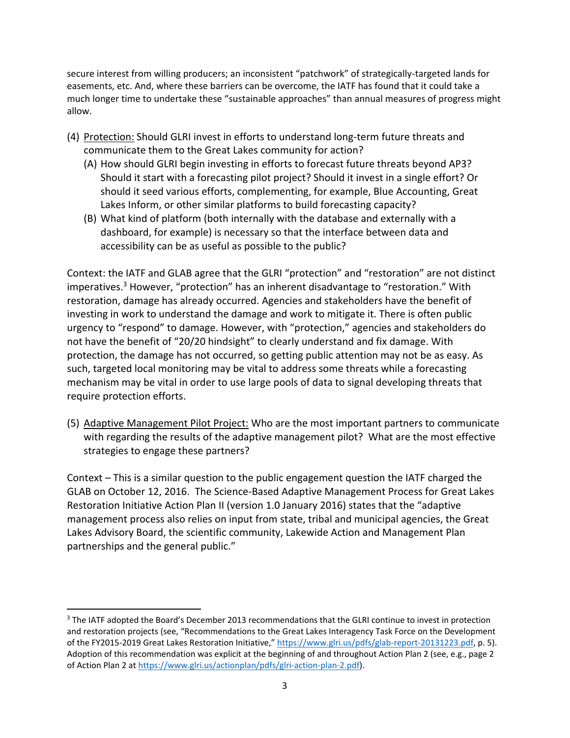secure interest from willing producers; an inconsistent "patchwork" of strategically-targeted lands for easements, etc. And, where these barriers can be overcome, the IATF has found that it could take a much longer time to undertake these "sustainable approaches" than annual measures of progress might allow.

(4) <u>Protection:</u> Should GLRI invest in efforts to understand long-term future threats and communicate them to the Great Lakes community for action?
   (A) How should GLRI begin investing in efforts to forecast future threats beyond AP3? Should it start with a forecasting pilot project? Should it invest in a single effort? Or should it seed various efforts, complementing, for example, Blue Accounting, Great Lakes Inform, or other similar platforms to build forecasting capacity?
   (B) What kind of platform (both internally with the database and externally with a dashboard, for example) is necessary so that the interface between data and accessibility can be as useful as possible to the public?

Context: the IATF and GLAB agree that the GLRI "protection" and "restoration" are not distinct imperatives.[3] However, "protection" has an inherent disadvantage to "restoration." With restoration, damage has already occurred. Agencies and stakeholders have the benefit of investing in work to understand the damage and work to mitigate it. There is often public urgency to "respond" to damage. However, with "protection," agencies and stakeholders do not have the benefit of "20/20 hindsight" to clearly understand and fix damage. With protection, the damage has not occurred, so getting public attention may not be as easy. As such, targeted local monitoring may be vital to address some threats while a forecasting mechanism may be vital in order to use large pools of data to signal developing threats that require protection efforts.

(5) <u>Adaptive Management Pilot Project:</u> Who are the most important partners to communicate with regarding the results of the adaptive management pilot? What are the most effective strategies to engage these partners?

Context – This is a similar question to the public engagement question the IATF charged the GLAB on October 12, 2016. The Science-Based Adaptive Management Process for Great Lakes Restoration Initiative Action Plan II (version 1.0 January 2016) states that the "adaptive management process also relies on input from state, tribal and municipal agencies, the Great Lakes Advisory Board, the scientific community, Lakewide Action and Management Plan partnerships and the general public."

---

[3] The IATF adopted the Board's December 2013 recommendations that the GLRI continue to invest in protection and restoration projects (see, "Recommendations to the Great Lakes Interagency Task Force on the Development of the FY2015-2019 Great Lakes Restoration Initiative," https://www.glri.us/pdfs/glab-report-20131223.pdf, p. 5). Adoption of this recommendation was explicit at the beginning of and throughout Action Plan 2 (see, e.g., page 2 of Action Plan 2 at https://www.glri.us/actionplan/pdfs/glri-action-plan-2.pdf).